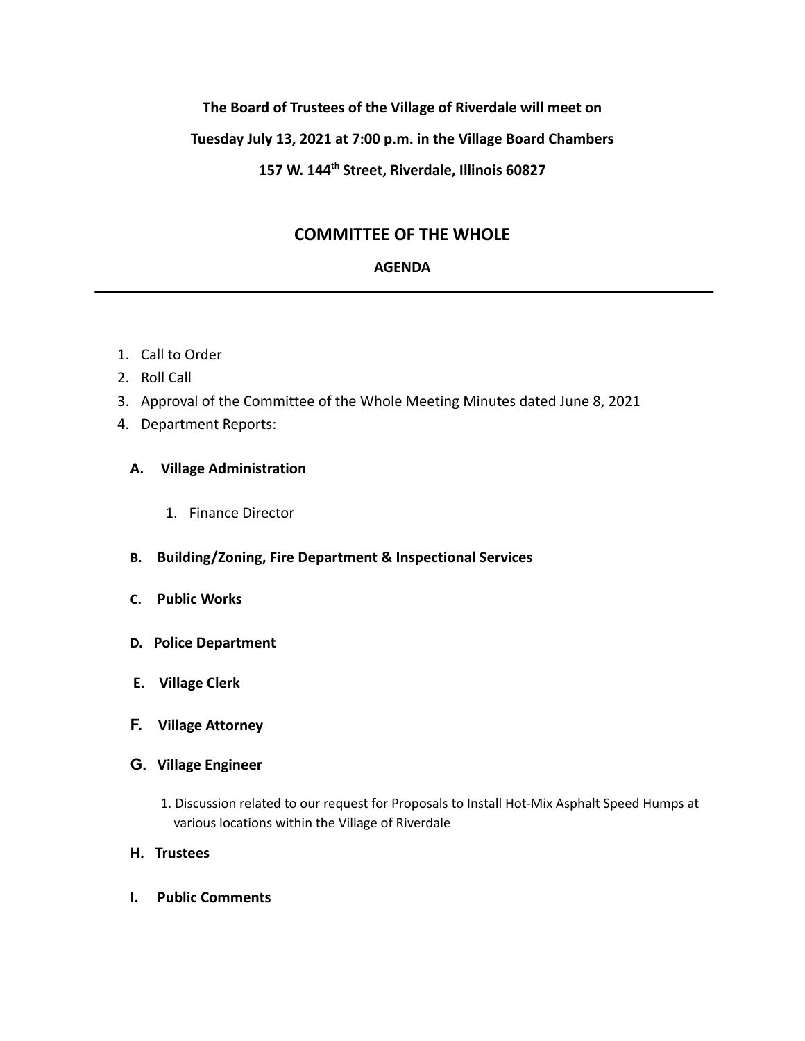**The Board of Trustees of the Village of Riverdale will meet on**

**Tuesday July 13, 2021 at 7:00 p.m. in the Village Board Chambers**

**157 W. 144th Street, Riverdale, Illinois 60827**

## COMMITTEE OF THE WHOLE

### AGENDA

---

1. Call to Order
2. Roll Call
3. Approval of the Committee of the Whole Meeting Minutes dated June 8, 2021
4. Department Reports:

   **A. Village Administration**

   1. Finance Director

   **B. Building/Zoning, Fire Department & Inspectional Services**

   **C. Public Works**

   **D. Police Department**

   **E. Village Clerk**

   **F. Village Attorney**

   **G. Village Engineer**

   1. Discussion related to our request for Proposals to Install Hot-Mix Asphalt Speed Humps at various locations within the Village of Riverdale

   **H. Trustees**

   **I. Public Comments**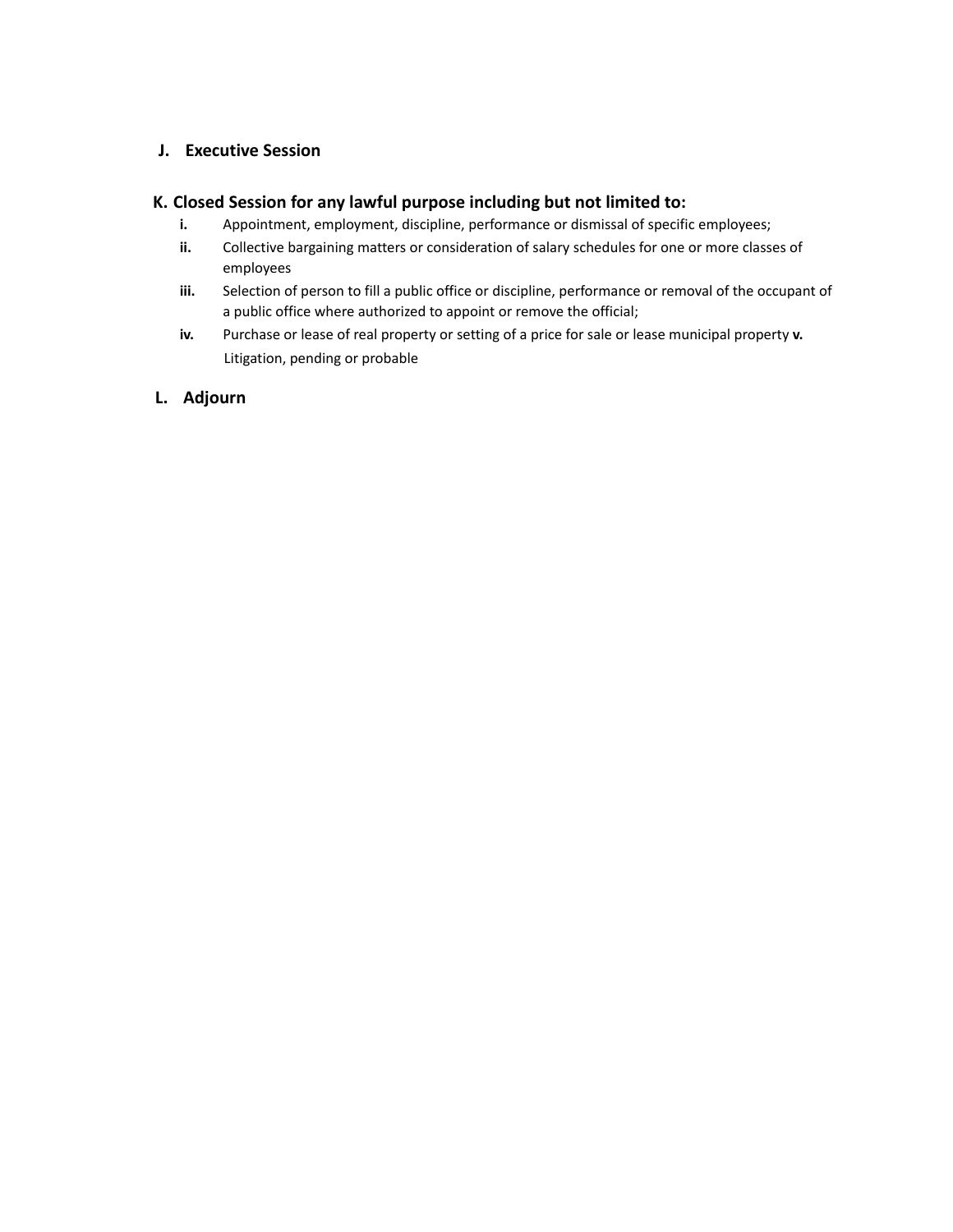**J. Executive Session**

**K. Closed Session for any lawful purpose including but not limited to:**

- **i.** Appointment, employment, discipline, performance or dismissal of specific employees;
- **ii.** Collective bargaining matters or consideration of salary schedules for one or more classes of employees
- **iii.** Selection of person to fill a public office or discipline, performance or removal of the occupant of a public office where authorized to appoint or remove the official;
- **iv.** Purchase or lease of real property or setting of a price for sale or lease municipal property
- **v.** Litigation, pending or probable

**L. Adjourn**